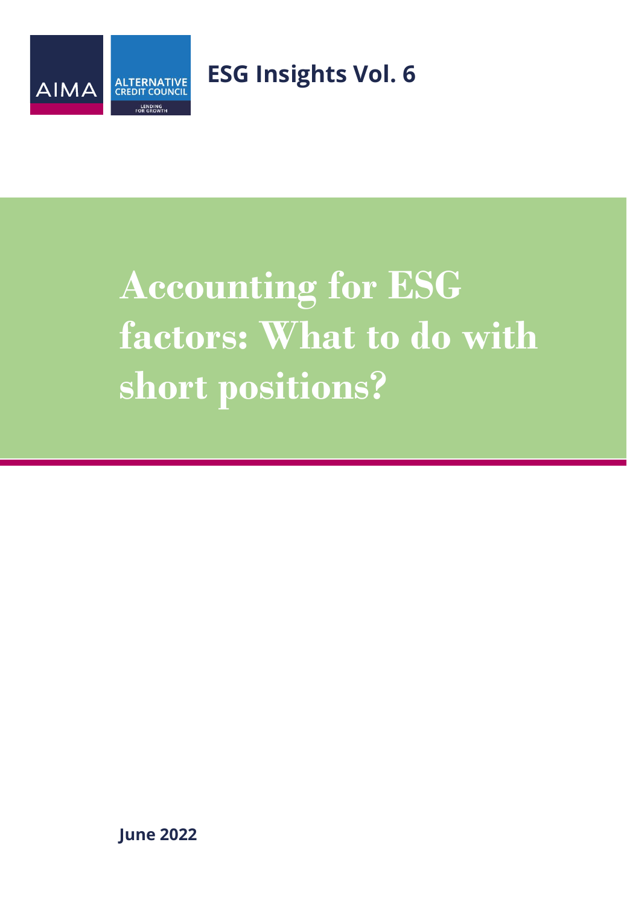AIMA | ALTERNATIVE CREDIT COUNCIL | LENDING FOR GROWTH

**ESG Insights Vol. 6**

# Accounting for ESG factors: What to do with short positions?

**June 2022**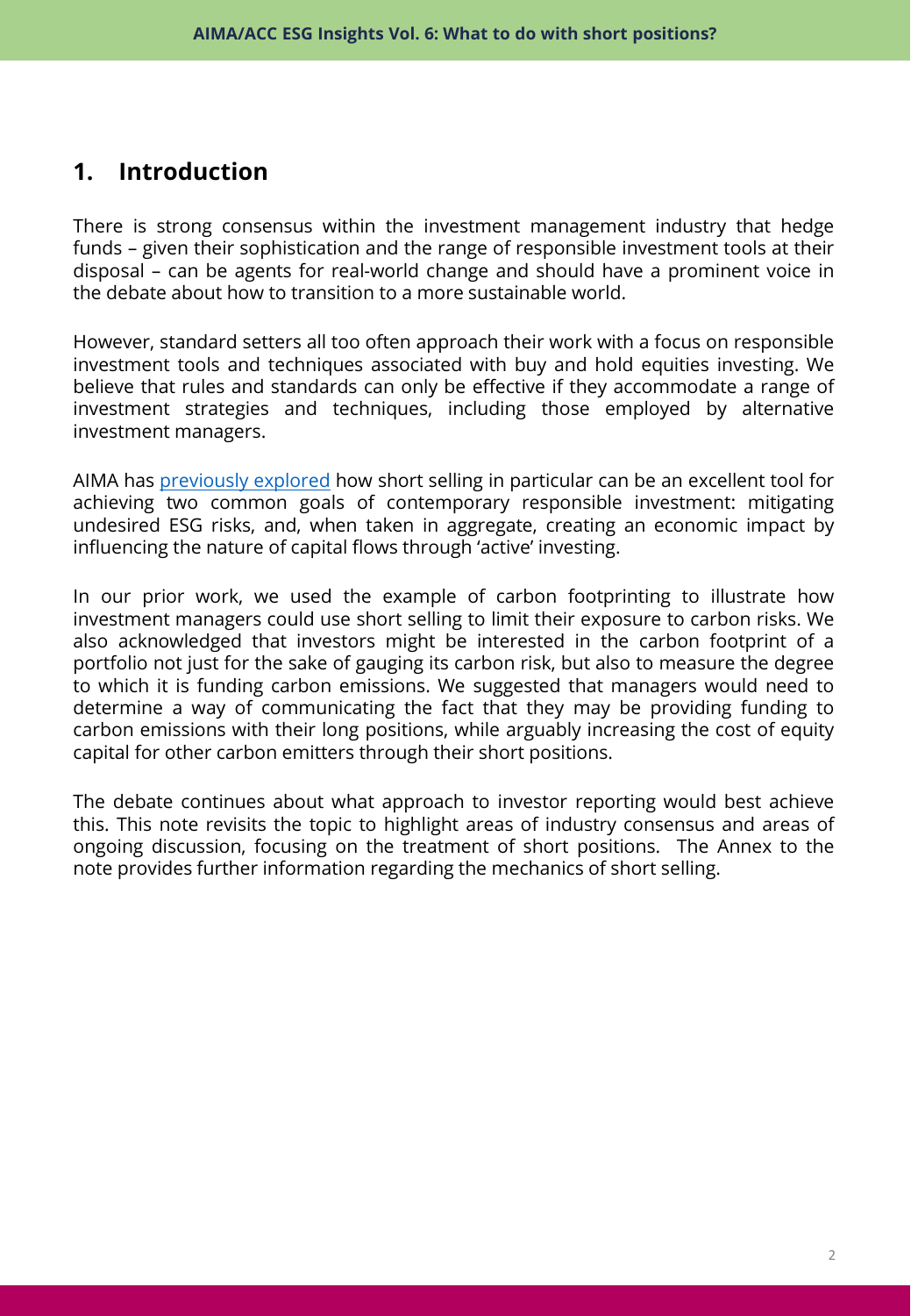## 1. Introduction

There is strong consensus within the investment management industry that hedge funds – given their sophistication and the range of responsible investment tools at their disposal – can be agents for real-world change and should have a prominent voice in the debate about how to transition to a more sustainable world.

However, standard setters all too often approach their work with a focus on responsible investment tools and techniques associated with buy and hold equities investing. We believe that rules and standards can only be effective if they accommodate a range of investment strategies and techniques, including those employed by alternative investment managers.

AIMA has previously explored how short selling in particular can be an excellent tool for achieving two common goals of contemporary responsible investment: mitigating undesired ESG risks, and, when taken in aggregate, creating an economic impact by influencing the nature of capital flows through 'active' investing.

In our prior work, we used the example of carbon footprinting to illustrate how investment managers could use short selling to limit their exposure to carbon risks. We also acknowledged that investors might be interested in the carbon footprint of a portfolio not just for the sake of gauging its carbon risk, but also to measure the degree to which it is funding carbon emissions. We suggested that managers would need to determine a way of communicating the fact that they may be providing funding to carbon emissions with their long positions, while arguably increasing the cost of equity capital for other carbon emitters through their short positions.

The debate continues about what approach to investor reporting would best achieve this. This note revisits the topic to highlight areas of industry consensus and areas of ongoing discussion, focusing on the treatment of short positions. The Annex to the note provides further information regarding the mechanics of short selling.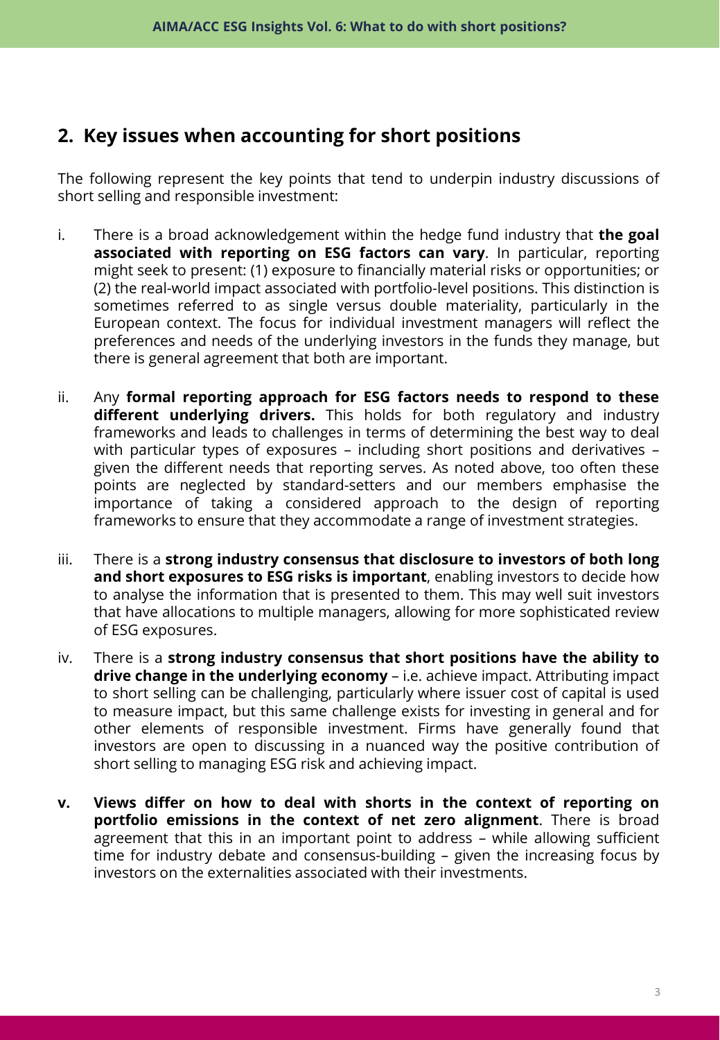## 2. Key issues when accounting for short positions

The following represent the key points that tend to underpin industry discussions of short selling and responsible investment:

i. There is a broad acknowledgement within the hedge fund industry that **the goal associated with reporting on ESG factors can vary**. In particular, reporting might seek to present: (1) exposure to financially material risks or opportunities; or (2) the real-world impact associated with portfolio-level positions. This distinction is sometimes referred to as single versus double materiality, particularly in the European context. The focus for individual investment managers will reflect the preferences and needs of the underlying investors in the funds they manage, but there is general agreement that both are important.

ii. Any **formal reporting approach for ESG factors needs to respond to these different underlying drivers.** This holds for both regulatory and industry frameworks and leads to challenges in terms of determining the best way to deal with particular types of exposures – including short positions and derivatives – given the different needs that reporting serves. As noted above, too often these points are neglected by standard-setters and our members emphasise the importance of taking a considered approach to the design of reporting frameworks to ensure that they accommodate a range of investment strategies.

iii. There is a **strong industry consensus that disclosure to investors of both long and short exposures to ESG risks is important**, enabling investors to decide how to analyse the information that is presented to them. This may well suit investors that have allocations to multiple managers, allowing for more sophisticated review of ESG exposures.

iv. There is a **strong industry consensus that short positions have the ability to drive change in the underlying economy** – i.e. achieve impact. Attributing impact to short selling can be challenging, particularly where issuer cost of capital is used to measure impact, but this same challenge exists for investing in general and for other elements of responsible investment. Firms have generally found that investors are open to discussing in a nuanced way the positive contribution of short selling to managing ESG risk and achieving impact.

**v. Views differ on how to deal with shorts in the context of reporting on portfolio emissions in the context of net zero alignment**. There is broad agreement that this in an important point to address – while allowing sufficient time for industry debate and consensus-building – given the increasing focus by investors on the externalities associated with their investments.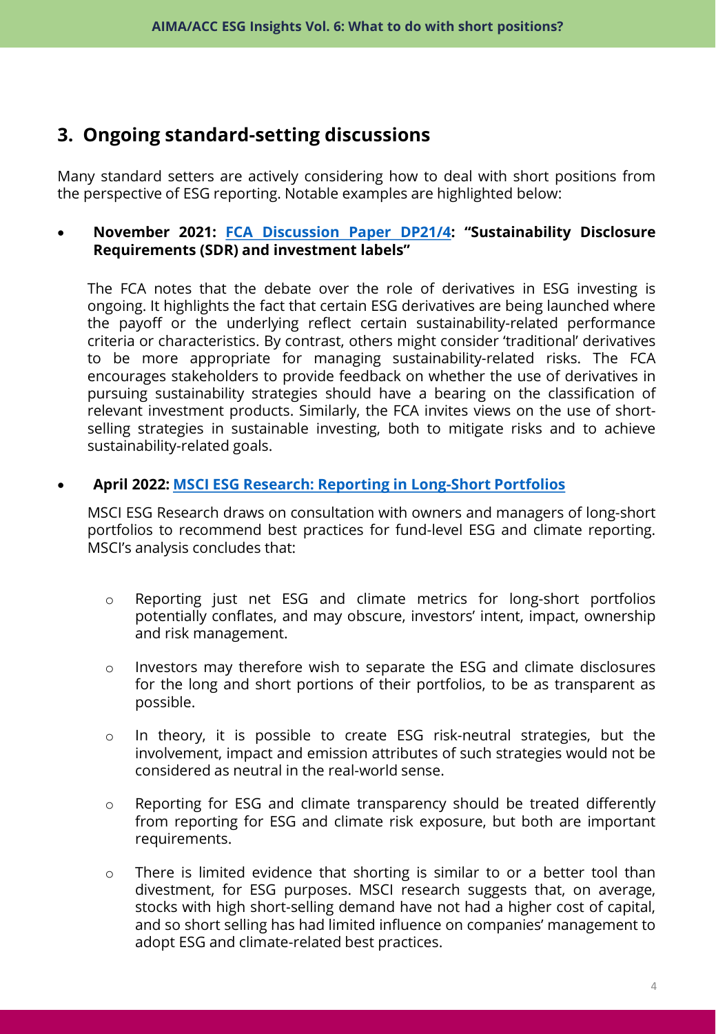## 3. Ongoing standard-setting discussions

Many standard setters are actively considering how to deal with short positions from the perspective of ESG reporting. Notable examples are highlighted below:

- **November 2021: FCA Discussion Paper DP21/4: "Sustainability Disclosure Requirements (SDR) and investment labels"**

  The FCA notes that the debate over the role of derivatives in ESG investing is ongoing. It highlights the fact that certain ESG derivatives are being launched where the payoff or the underlying reflect certain sustainability-related performance criteria or characteristics. By contrast, others might consider 'traditional' derivatives to be more appropriate for managing sustainability-related risks. The FCA encourages stakeholders to provide feedback on whether the use of derivatives in pursuing sustainability strategies should have a bearing on the classification of relevant investment products. Similarly, the FCA invites views on the use of short-selling strategies in sustainable investing, both to mitigate risks and to achieve sustainability-related goals.

- **April 2022: MSCI ESG Research: Reporting in Long-Short Portfolios**

  MSCI ESG Research draws on consultation with owners and managers of long-short portfolios to recommend best practices for fund-level ESG and climate reporting. MSCI's analysis concludes that:

  - Reporting just net ESG and climate metrics for long-short portfolios potentially conflates, and may obscure, investors' intent, impact, ownership and risk management.
  - Investors may therefore wish to separate the ESG and climate disclosures for the long and short portions of their portfolios, to be as transparent as possible.
  - In theory, it is possible to create ESG risk-neutral strategies, but the involvement, impact and emission attributes of such strategies would not be considered as neutral in the real-world sense.
  - Reporting for ESG and climate transparency should be treated differently from reporting for ESG and climate risk exposure, but both are important requirements.
  - There is limited evidence that shorting is similar to or a better tool than divestment, for ESG purposes. MSCI research suggests that, on average, stocks with high short-selling demand have not had a higher cost of capital, and so short selling has had limited influence on companies' management to adopt ESG and climate-related best practices.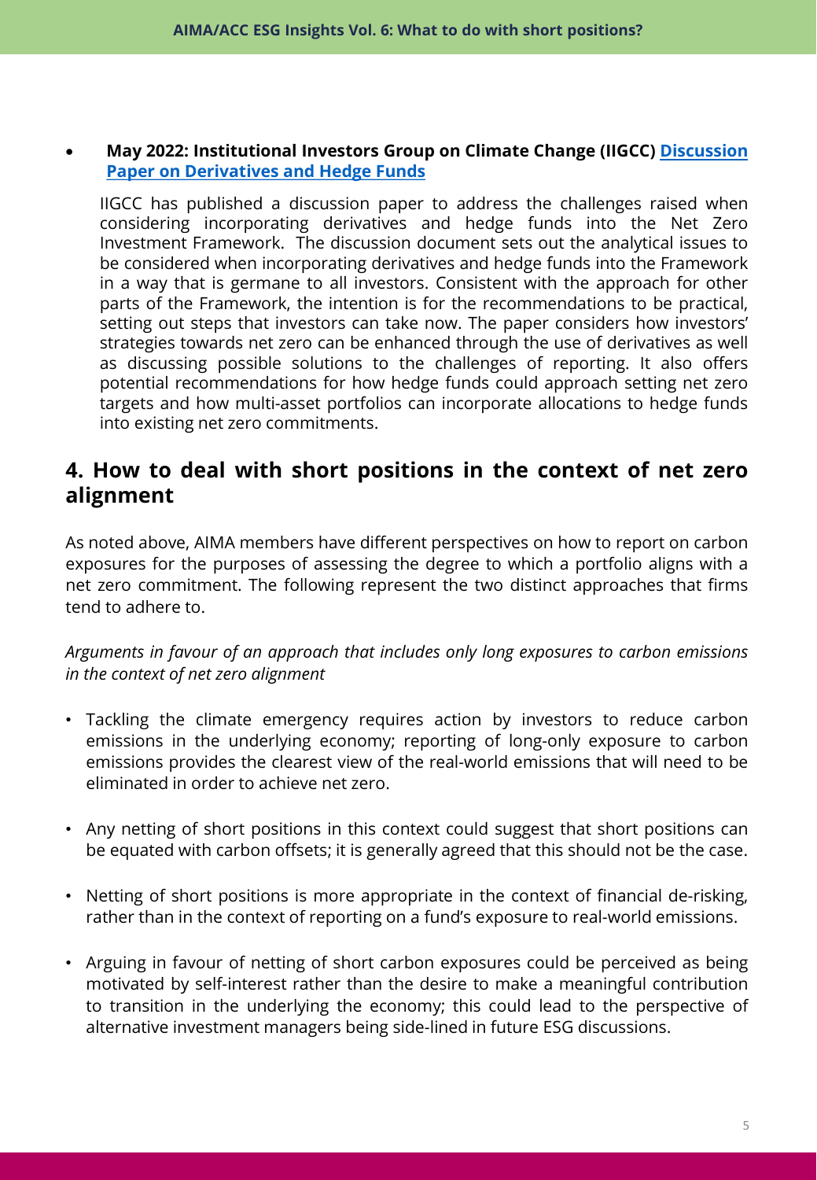- **May 2022: Institutional Investors Group on Climate Change (IIGCC) Discussion Paper on Derivatives and Hedge Funds**

  IIGCC has published a discussion paper to address the challenges raised when considering incorporating derivatives and hedge funds into the Net Zero Investment Framework. The discussion document sets out the analytical issues to be considered when incorporating derivatives and hedge funds into the Framework in a way that is germane to all investors. Consistent with the approach for other parts of the Framework, the intention is for the recommendations to be practical, setting out steps that investors can take now. The paper considers how investors' strategies towards net zero can be enhanced through the use of derivatives as well as discussing possible solutions to the challenges of reporting. It also offers potential recommendations for how hedge funds could approach setting net zero targets and how multi-asset portfolios can incorporate allocations to hedge funds into existing net zero commitments.

## 4. How to deal with short positions in the context of net zero alignment

As noted above, AIMA members have different perspectives on how to report on carbon exposures for the purposes of assessing the degree to which a portfolio aligns with a net zero commitment. The following represent the two distinct approaches that firms tend to adhere to.

*Arguments in favour of an approach that includes only long exposures to carbon emissions in the context of net zero alignment*

- Tackling the climate emergency requires action by investors to reduce carbon emissions in the underlying economy; reporting of long-only exposure to carbon emissions provides the clearest view of the real-world emissions that will need to be eliminated in order to achieve net zero.

- Any netting of short positions in this context could suggest that short positions can be equated with carbon offsets; it is generally agreed that this should not be the case.

- Netting of short positions is more appropriate in the context of financial de-risking, rather than in the context of reporting on a fund's exposure to real-world emissions.

- Arguing in favour of netting of short carbon exposures could be perceived as being motivated by self-interest rather than the desire to make a meaningful contribution to transition in the underlying the economy; this could lead to the perspective of alternative investment managers being side-lined in future ESG discussions.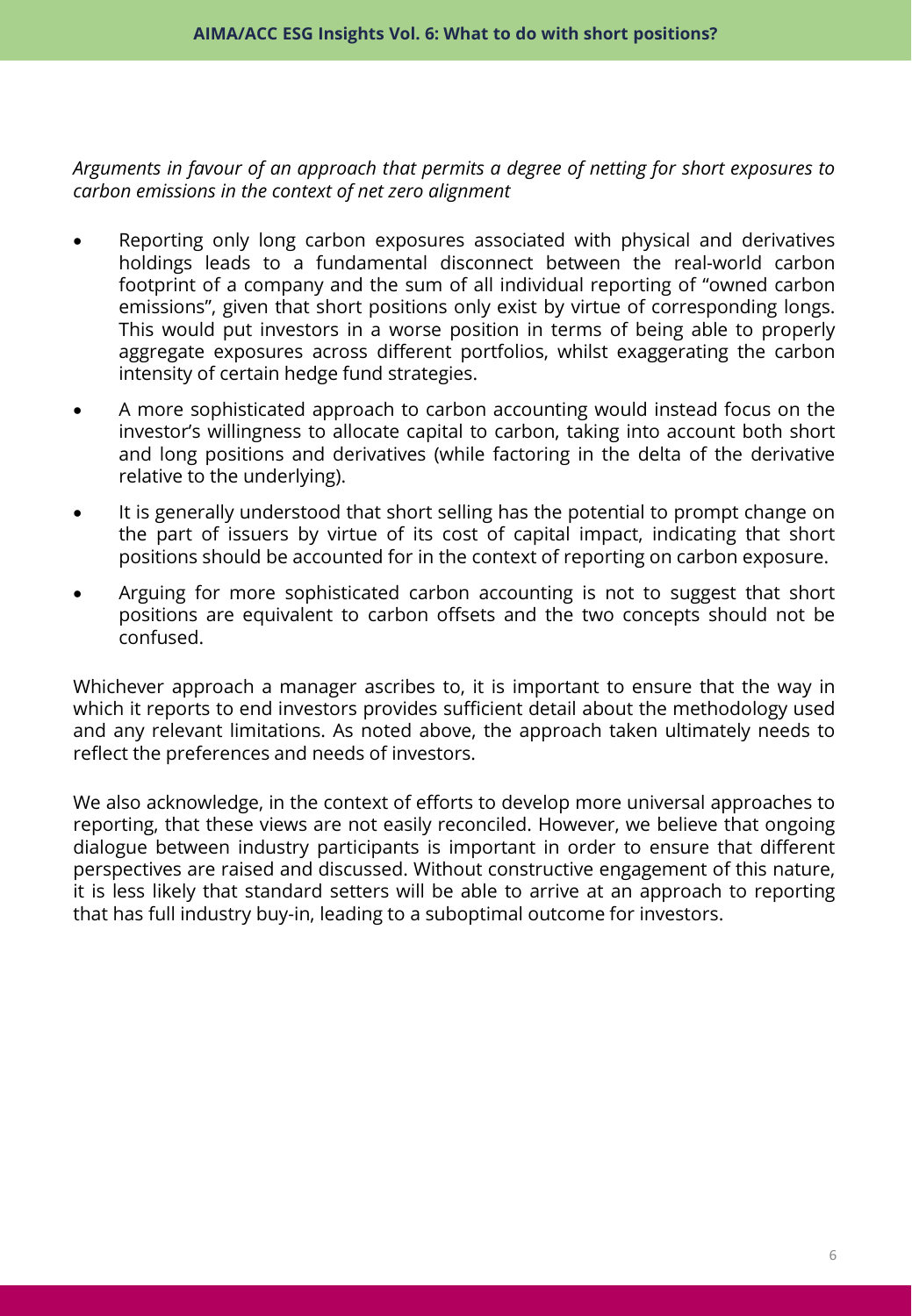*Arguments in favour of an approach that permits a degree of netting for short exposures to carbon emissions in the context of net zero alignment*

- Reporting only long carbon exposures associated with physical and derivatives holdings leads to a fundamental disconnect between the real-world carbon footprint of a company and the sum of all individual reporting of "owned carbon emissions", given that short positions only exist by virtue of corresponding longs. This would put investors in a worse position in terms of being able to properly aggregate exposures across different portfolios, whilst exaggerating the carbon intensity of certain hedge fund strategies.
- A more sophisticated approach to carbon accounting would instead focus on the investor's willingness to allocate capital to carbon, taking into account both short and long positions and derivatives (while factoring in the delta of the derivative relative to the underlying).
- It is generally understood that short selling has the potential to prompt change on the part of issuers by virtue of its cost of capital impact, indicating that short positions should be accounted for in the context of reporting on carbon exposure.
- Arguing for more sophisticated carbon accounting is not to suggest that short positions are equivalent to carbon offsets and the two concepts should not be confused.

Whichever approach a manager ascribes to, it is important to ensure that the way in which it reports to end investors provides sufficient detail about the methodology used and any relevant limitations. As noted above, the approach taken ultimately needs to reflect the preferences and needs of investors.

We also acknowledge, in the context of efforts to develop more universal approaches to reporting, that these views are not easily reconciled. However, we believe that ongoing dialogue between industry participants is important in order to ensure that different perspectives are raised and discussed. Without constructive engagement of this nature, it is less likely that standard setters will be able to arrive at an approach to reporting that has full industry buy-in, leading to a suboptimal outcome for investors.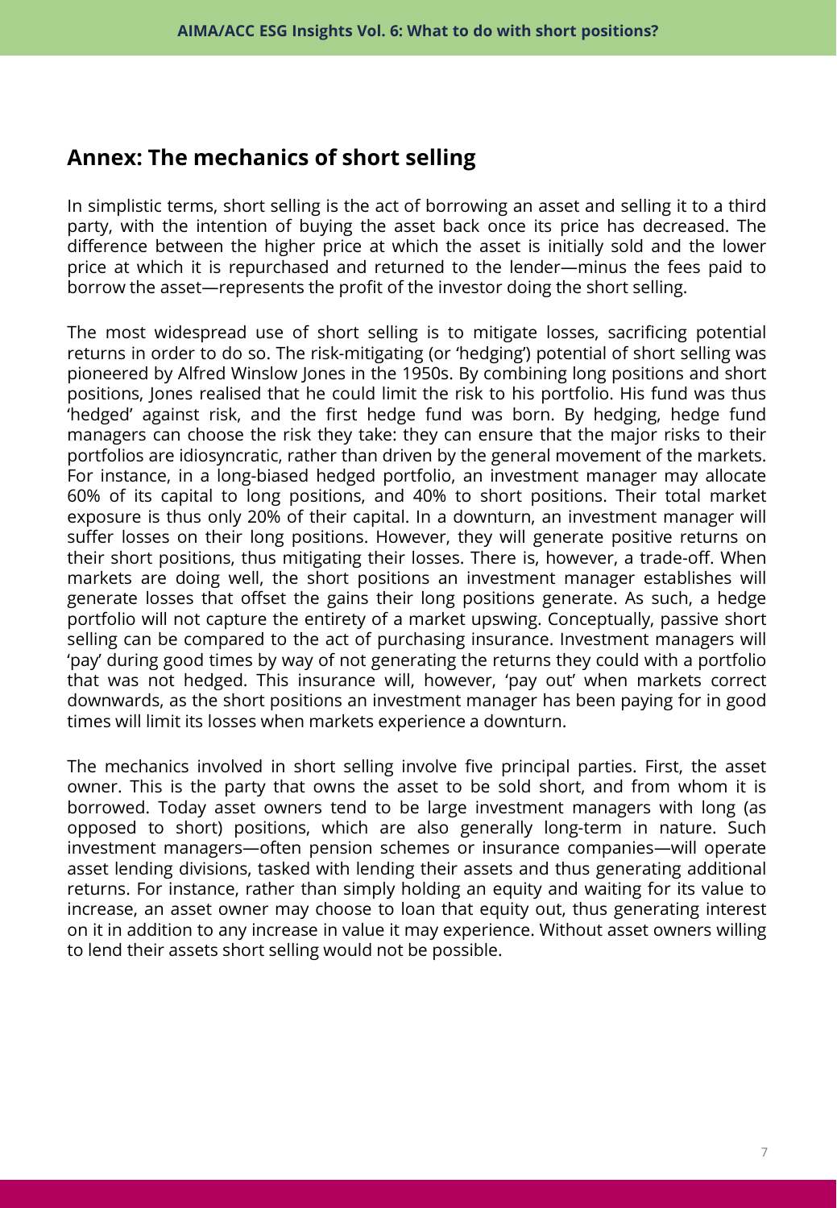## Annex: The mechanics of short selling

In simplistic terms, short selling is the act of borrowing an asset and selling it to a third party, with the intention of buying the asset back once its price has decreased. The difference between the higher price at which the asset is initially sold and the lower price at which it is repurchased and returned to the lender—minus the fees paid to borrow the asset—represents the profit of the investor doing the short selling.

The most widespread use of short selling is to mitigate losses, sacrificing potential returns in order to do so. The risk-mitigating (or 'hedging') potential of short selling was pioneered by Alfred Winslow Jones in the 1950s. By combining long positions and short positions, Jones realised that he could limit the risk to his portfolio. His fund was thus 'hedged' against risk, and the first hedge fund was born. By hedging, hedge fund managers can choose the risk they take: they can ensure that the major risks to their portfolios are idiosyncratic, rather than driven by the general movement of the markets. For instance, in a long-biased hedged portfolio, an investment manager may allocate 60% of its capital to long positions, and 40% to short positions. Their total market exposure is thus only 20% of their capital. In a downturn, an investment manager will suffer losses on their long positions. However, they will generate positive returns on their short positions, thus mitigating their losses. There is, however, a trade-off. When markets are doing well, the short positions an investment manager establishes will generate losses that offset the gains their long positions generate. As such, a hedge portfolio will not capture the entirety of a market upswing. Conceptually, passive short selling can be compared to the act of purchasing insurance. Investment managers will 'pay' during good times by way of not generating the returns they could with a portfolio that was not hedged. This insurance will, however, 'pay out' when markets correct downwards, as the short positions an investment manager has been paying for in good times will limit its losses when markets experience a downturn.

The mechanics involved in short selling involve five principal parties. First, the asset owner. This is the party that owns the asset to be sold short, and from whom it is borrowed. Today asset owners tend to be large investment managers with long (as opposed to short) positions, which are also generally long-term in nature. Such investment managers—often pension schemes or insurance companies—will operate asset lending divisions, tasked with lending their assets and thus generating additional returns. For instance, rather than simply holding an equity and waiting for its value to increase, an asset owner may choose to loan that equity out, thus generating interest on it in addition to any increase in value it may experience. Without asset owners willing to lend their assets short selling would not be possible.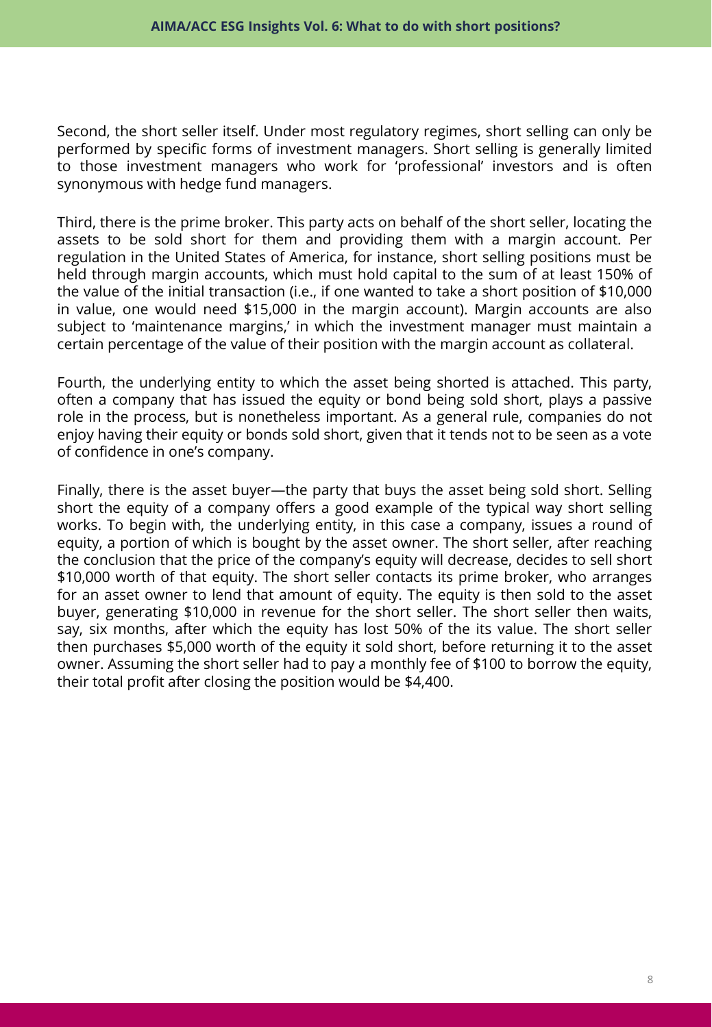Second, the short seller itself. Under most regulatory regimes, short selling can only be performed by specific forms of investment managers. Short selling is generally limited to those investment managers who work for 'professional' investors and is often synonymous with hedge fund managers.

Third, there is the prime broker. This party acts on behalf of the short seller, locating the assets to be sold short for them and providing them with a margin account. Per regulation in the United States of America, for instance, short selling positions must be held through margin accounts, which must hold capital to the sum of at least 150% of the value of the initial transaction (i.e., if one wanted to take a short position of $10,000 in value, one would need $15,000 in the margin account). Margin accounts are also subject to 'maintenance margins,' in which the investment manager must maintain a certain percentage of the value of their position with the margin account as collateral.

Fourth, the underlying entity to which the asset being shorted is attached. This party, often a company that has issued the equity or bond being sold short, plays a passive role in the process, but is nonetheless important. As a general rule, companies do not enjoy having their equity or bonds sold short, given that it tends not to be seen as a vote of confidence in one's company.

Finally, there is the asset buyer—the party that buys the asset being sold short. Selling short the equity of a company offers a good example of the typical way short selling works. To begin with, the underlying entity, in this case a company, issues a round of equity, a portion of which is bought by the asset owner. The short seller, after reaching the conclusion that the price of the company's equity will decrease, decides to sell short $10,000 worth of that equity. The short seller contacts its prime broker, who arranges for an asset owner to lend that amount of equity. The equity is then sold to the asset buyer, generating $10,000 in revenue for the short seller. The short seller then waits, say, six months, after which the equity has lost 50% of the its value. The short seller then purchases $5,000 worth of the equity it sold short, before returning it to the asset owner. Assuming the short seller had to pay a monthly fee of $100 to borrow the equity, their total profit after closing the position would be $4,400.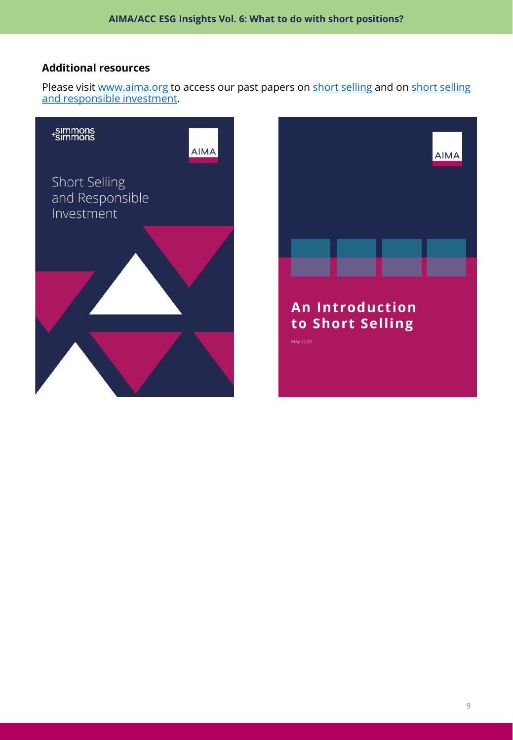## Additional resources

Please visit [www.aima.org](www.aima.org) to access our past papers on short selling and on short selling and responsible investment.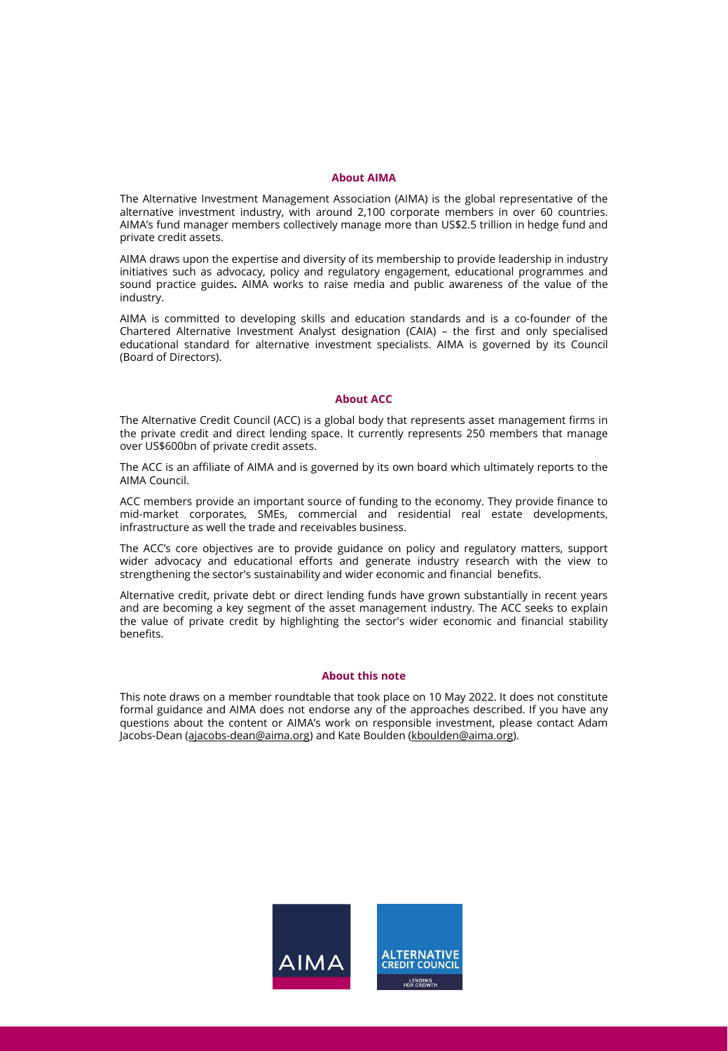## About AIMA

The Alternative Investment Management Association (AIMA) is the global representative of the alternative investment industry, with around 2,100 corporate members in over 60 countries. AIMA's fund manager members collectively manage more than US$2.5 trillion in hedge fund and private credit assets.

AIMA draws upon the expertise and diversity of its membership to provide leadership in industry initiatives such as advocacy, policy and regulatory engagement, educational programmes and sound practice guides**.** AIMA works to raise media and public awareness of the value of the industry.

AIMA is committed to developing skills and education standards and is a co-founder of the Chartered Alternative Investment Analyst designation (CAIA) – the first and only specialised educational standard for alternative investment specialists. AIMA is governed by its Council (Board of Directors).

## About ACC

The Alternative Credit Council (ACC) is a global body that represents asset management firms in the private credit and direct lending space. It currently represents 250 members that manage over US$600bn of private credit assets.

The ACC is an affiliate of AIMA and is governed by its own board which ultimately reports to the AIMA Council.

ACC members provide an important source of funding to the economy. They provide finance to mid-market corporates, SMEs, commercial and residential real estate developments, infrastructure as well the trade and receivables business.

The ACC's core objectives are to provide guidance on policy and regulatory matters, support wider advocacy and educational efforts and generate industry research with the view to strengthening the sector's sustainability and wider economic and financial benefits.

Alternative credit, private debt or direct lending funds have grown substantially in recent years and are becoming a key segment of the asset management industry. The ACC seeks to explain the value of private credit by highlighting the sector's wider economic and financial stability benefits.

## About this note

This note draws on a member roundtable that took place on 10 May 2022. It does not constitute formal guidance and AIMA does not endorse any of the approaches described. If you have any questions about the content or AIMA's work on responsible investment, please contact Adam Jacobs-Dean (ajacobs-dean@aima.org) and Kate Boulden (kboulden@aima.org).

AIMA

ALTERNATIVE CREDIT COUNCIL

LENDING FOR GROWTH